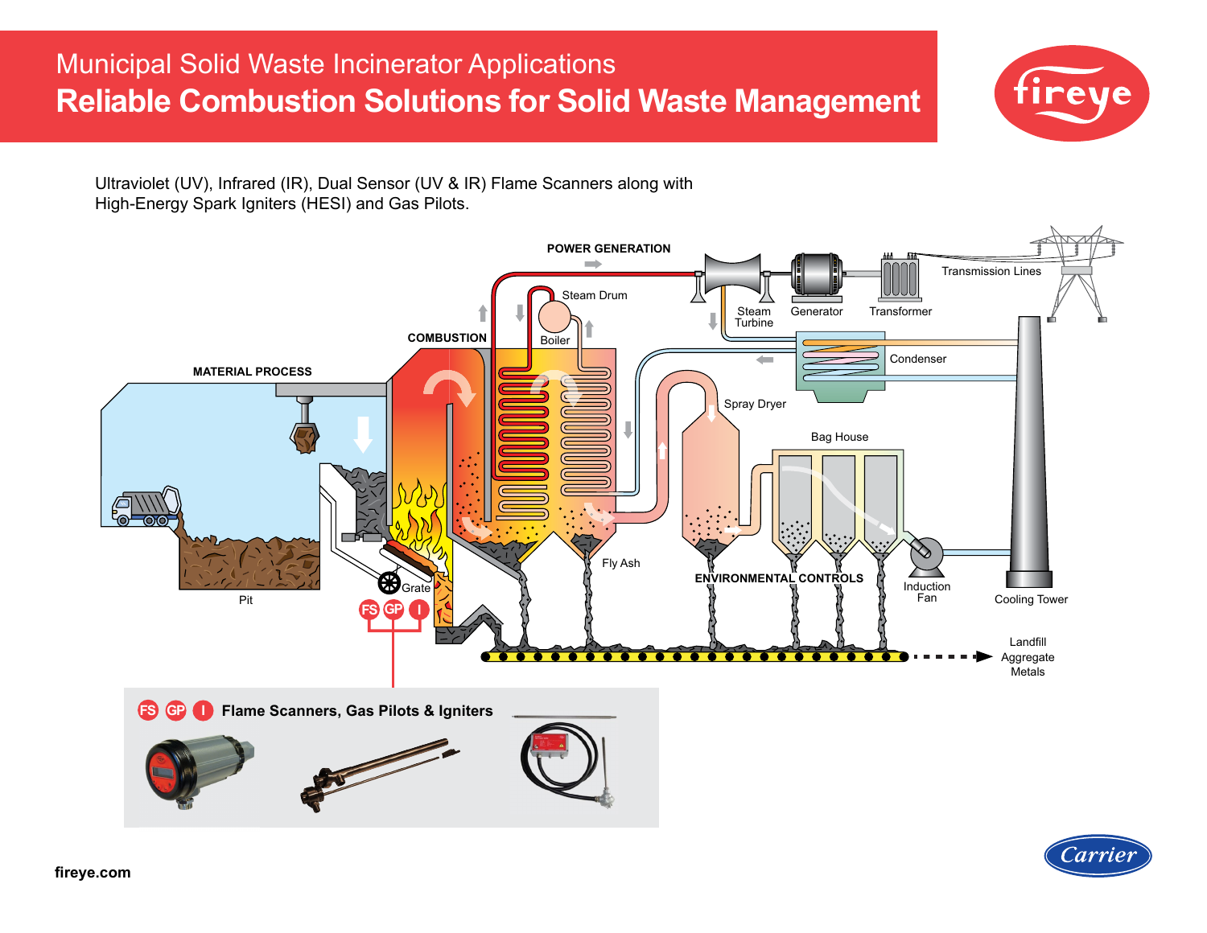# Municipal Solid Waste Incinerator Applications

## Reliable Combustion Solutions for Solid Waste Management

fireye

Ultraviolet (UV), Infrared (IR), Dual Sensor (UV & IR) Flame Scanners along with High-Energy Spark Igniters (HESI) and Gas Pilots.

POWER GENERATION

Steam Drum

Steam Turbine

Generator

Transformer

Transmission Lines

COMBUSTION

Boiler

Condenser

MATERIAL PROCESS

Spray Dryer

Bag House

Fly Ash

Pit

Grate

ENVIRONMENTAL CONTROLS

Induction Fan

Cooling Tower

FS GP I

Landfill
Aggregate
Metals

**FS GP I Flame Scanners, Gas Pilots & Igniters**

**fireye.com**

Carrier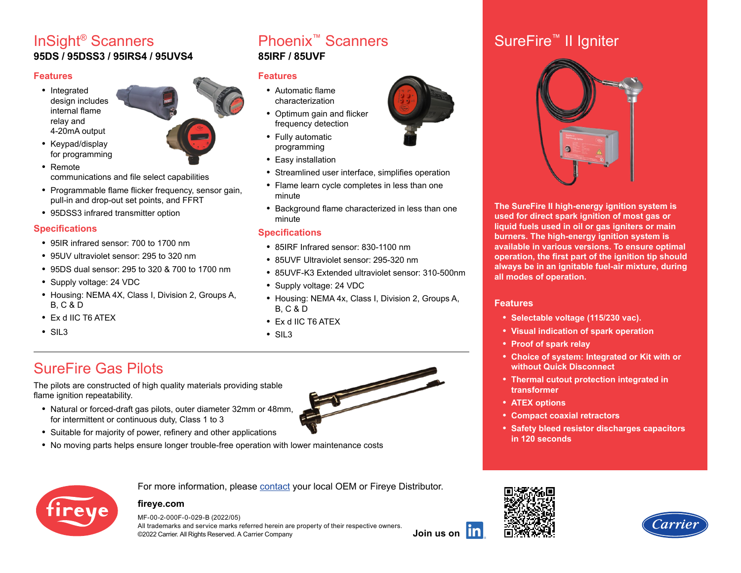## InSight® Scanners

**95DS / 95DSS3 / 95IRS4 / 95UVS4**

### Features

- Integrated design includes internal flame relay and 4-20mA output
- Keypad/display for programming
- Remote communications and file select capabilities
- Programmable flame flicker frequency, sensor gain, pull-in and drop-out set points, and FFRT
- 95DSS3 infrared transmitter option

### Specifications

- 95IR infrared sensor: 700 to 1700 nm
- 95UV ultraviolet sensor: 295 to 320 nm
- 95DS dual sensor: 295 to 320 & 700 to 1700 nm
- Supply voltage: 24 VDC
- Housing: NEMA 4X, Class I, Division 2, Groups A, B, C & D
- Ex d IIC T6 ATEX
- SIL3

## Phoenix™ Scanners

**85IRF / 85UVF**

### Features

- Automatic flame characterization
- Optimum gain and flicker frequency detection
- Fully automatic programming
- Easy installation
- Streamlined user interface, simplifies operation
- Flame learn cycle completes in less than one minute
- Background flame characterized in less than one minute

### Specifications

- 85IRF Infrared sensor: 830-1100 nm
- 85UVF Ultraviolet sensor: 295-320 nm
- 85UVF-K3 Extended ultraviolet sensor: 310-500nm
- Supply voltage: 24 VDC
- Housing: NEMA 4x, Class I, Division 2, Groups A, B, C & D
- Ex d IIC T6 ATEX
- SIL3

## SureFire Gas Pilots

The pilots are constructed of high quality materials providing stable flame ignition repeatability.

- Natural or forced-draft gas pilots, outer diameter 32mm or 48mm, for intermittent or continuous duty, Class 1 to 3
- Suitable for majority of power, refinery and other applications
- No moving parts helps ensure longer trouble-free operation with lower maintenance costs

## SureFire™ II Igniter

**The SureFire II high-energy ignition system is used for direct spark ignition of most gas or liquid fuels used in oil or gas igniters or main burners. The high-energy ignition system is available in various versions. To ensure optimal operation, the first part of the ignition tip should always be in an ignitable fuel-air mixture, during all modes of operation.**

### Features

- **Selectable voltage (115/230 vac).**
- **Visual indication of spark operation**
- **Proof of spark relay**
- **Choice of system: Integrated or Kit with or without Quick Disconnect**
- **Thermal cutout protection integrated in transformer**
- **ATEX options**
- **Compact coaxial retractors**
- **Safety bleed resistor discharges capacitors in 120 seconds**

For more information, please contact your local OEM or Fireye Distributor.

**fireye.com**

MF-00-2-000F-0-029-B (2022/05)

All trademarks and service marks referred herein are property of their respective owners.

©2022 Carrier. All Rights Reserved. A Carrier Company

**Join us on**